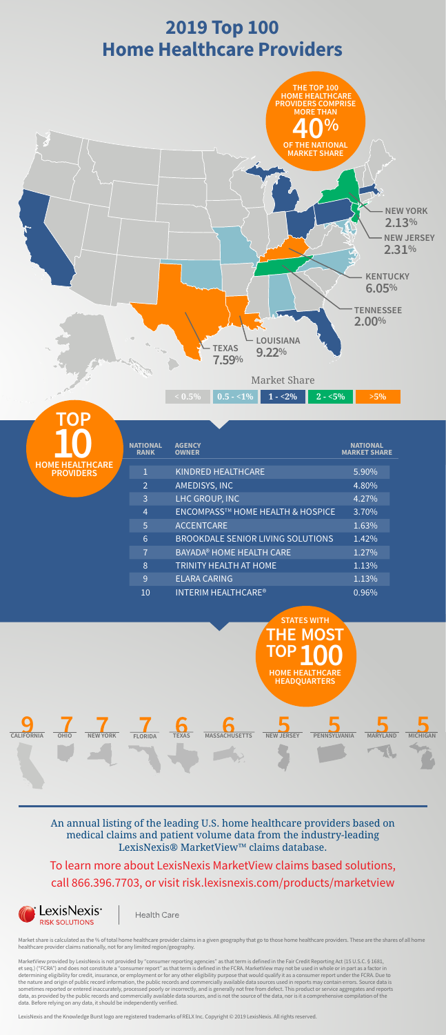# 2019 Top 100 Home Healthcare Providers

**THE TOP 100 HOME HEALTHCARE PROVIDERS COMPRISE MORE THAN 40% OF THE NATIONAL MARKET SHARE**

- NEW YORK 2.13%
- NEW JERSEY 2.31%
- KENTUCKY 6.05%
- TENNESSEE 2.00%
- LOUISIANA 9.22%
- TEXAS 7.59%

Market Share

< 0.5% | 0.5 - <1% | 1 - <2% | 2 - <5% | >5%

## TOP 10 HOME HEALTHCARE PROVIDERS

| NATIONAL RANK | AGENCY OWNER | NATIONAL MARKET SHARE |
|---|---|---|
| 1 | KINDRED HEALTHCARE | 5.90% |
| 2 | AMEDISYS, INC | 4.80% |
| 3 | LHC GROUP, INC | 4.27% |
| 4 | ENCOMPASS™ HOME HEALTH & HOSPICE | 3.70% |
| 5 | ACCENTCARE | 1.63% |
| 6 | BROOKDALE SENIOR LIVING SOLUTIONS | 1.42% |
| 7 | BAYADA® HOME HEALTH CARE | 1.27% |
| 8 | TRINITY HEALTH AT HOME | 1.13% |
| 9 | ELARA CARING | 1.13% |
| 10 | INTERIM HEALTHCARE® | 0.96% |

## STATES WITH THE MOST TOP 100 HOME HEALTHCARE HEADQUARTERS

| CALIFORNIA | OHIO | NEW YORK | FLORIDA | TEXAS | MASSACHUSETTS | NEW JERSEY | PENNSYLVANIA | MARYLAND | MICHIGAN |
|---|---|---|---|---|---|---|---|---|---|
| 9 | 7 | 7 | 7 | 6 | 6 | 5 | 5 | 5 | 5 |

An annual listing of the leading U.S. home healthcare providers based on medical claims and patient volume data from the industry-leading LexisNexis® MarketView™ claims database.

To learn more about LexisNexis MarketView claims based solutions, call 866.396.7703, or visit risk.lexisnexis.com/products/marketview

LexisNexis® RISK SOLUTIONS | Health Care

Market share is calculated as the % of total home healthcare provider claims in a given geography that go to those home healthcare providers. These are the shares of all home healthcare provider claims nationally, not for any limited region/geography.

MarketView provided by LexisNexis is not provided by "consumer reporting agencies" as that term is defined in the Fair Credit Reporting Act (15 U.S.C. § 1681, et seq.) ("FCRA") and does not constitute a "consumer report" as that term is defined in the FCRA. MarketView may not be used in whole or in part as a factor in determining eligibility for credit, insurance, or employment or for any other eligibility purpose that would qualify it as a consumer report under the FCRA. Due to the nature and origin of public record information, the public records and commercially available data sources used in reports may contain errors. Source data is sometimes reported or entered inaccurately, processed poorly or incorrectly, and is generally not free from defect. This product or service aggregates and reports data, as provided by the public records and commercially available data sources, and is not the source of the data, nor is it a comprehensive compilation of the data. Before relying on any data, it should be independently verified.

LexisNexis and the Knowledge Burst logo are registered trademarks of RELX Inc. Copyright © 2019 LexisNexis. All rights reserved.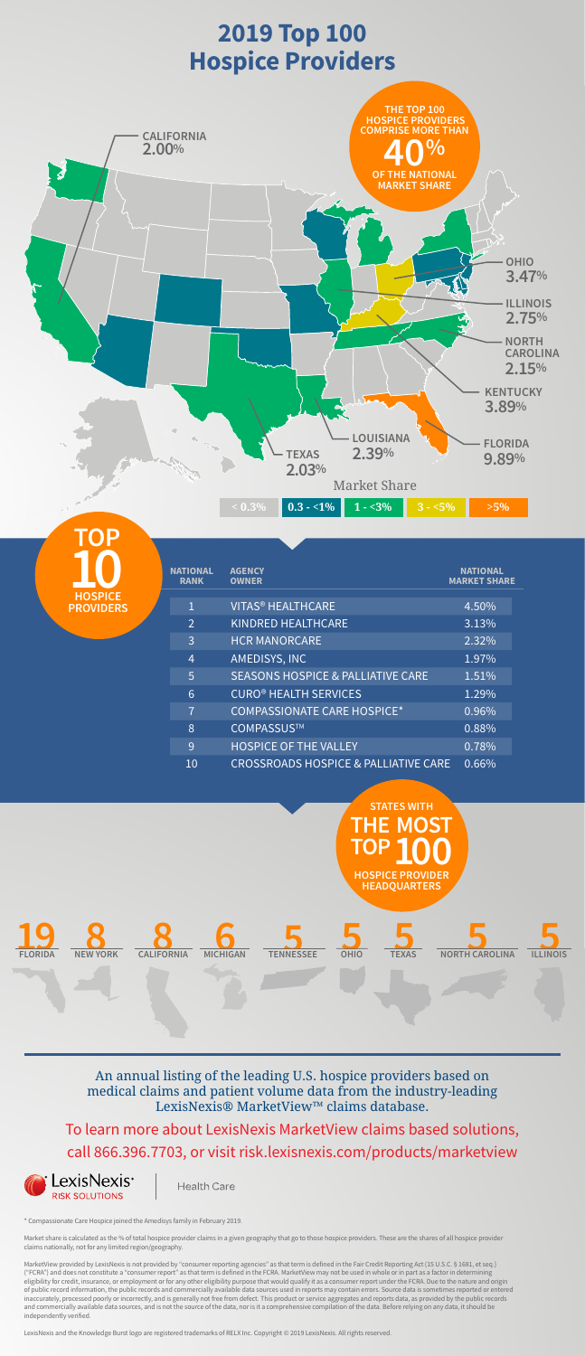# 2019 Top 100 Hospice Providers

THE TOP 100 HOSPICE PROVIDERS COMPRISE MORE THAN **40%** OF THE NATIONAL MARKET SHARE

CALIFORNIA 2.00%

OHIO 3.47%

ILLINOIS 2.75%

NORTH CAROLINA 2.15%

KENTUCKY 3.89%

FLORIDA 9.89%

LOUISIANA 2.39%

TEXAS 2.03%

Market Share

< 0.3% | 0.3 - <1% | 1 - <3% | 3 - <5% | >5%

## TOP 10 HOSPICE PROVIDERS

| NATIONAL RANK | AGENCY OWNER | NATIONAL MARKET SHARE |
|---|---|---|
| 1 | VITAS® HEALTHCARE | 4.50% |
| 2 | KINDRED HEALTHCARE | 3.13% |
| 3 | HCR MANORCARE | 2.32% |
| 4 | AMEDISYS, INC | 1.97% |
| 5 | SEASONS HOSPICE & PALLIATIVE CARE | 1.51% |
| 6 | CURO® HEALTH SERVICES | 1.29% |
| 7 | COMPASSIONATE CARE HOSPICE* | 0.96% |
| 8 | COMPASSUS™ | 0.88% |
| 9 | HOSPICE OF THE VALLEY | 0.78% |
| 10 | CROSSROADS HOSPICE & PALLIATIVE CARE | 0.66% |

## STATES WITH THE MOST TOP 100 HOSPICE PROVIDER HEADQUARTERS

19 FLORIDA

8 NEW YORK

8 CALIFORNIA

6 MICHIGAN

5 TENNESSEE

5 OHIO

5 TEXAS

5 NORTH CAROLINA

5 ILLINOIS

An annual listing of the leading U.S. hospice providers based on medical claims and patient volume data from the industry-leading LexisNexis® MarketView™ claims database.

To learn more about LexisNexis MarketView claims based solutions, call 866.396.7703, or visit risk.lexisnexis.com/products/marketview

LexisNexis® RISK SOLUTIONS | Health Care

* Compassionate Care Hospice joined the Amedisys family in February 2019.

Market share is calculated as the % of total hospice provider claims in a given geography that go to those hospice providers. These are the shares of all hospice provider claims nationally, not for any limited region/geography.

MarketView provided by LexisNexis is not provided by "consumer reporting agencies" as that term is defined in the Fair Credit Reporting Act (15 U.S.C. § 1681, et seq.) ("FCRA") and does not constitute a "consumer report" as that term is defined in the FCRA. MarketView may not be used in whole or in part as a factor in determining eligibility for credit, insurance, or employment or for any other eligibility purpose that would qualify it as a consumer report under the FCRA. Due to the nature and origin of public record information, the public records and commercially available data sources used in reports may contain errors. Source data is sometimes reported or entered inaccurately, processed poorly or incorrectly, and is generally not free from defect. This product or service aggregates and reports data, as provided by the public records and commercially available data sources, and is not the source of the data, nor is it a comprehensive compilation of the data. Before relying on any data, it should be independently verified.

LexisNexis and the Knowledge Burst logo are registered trademarks of RELX Inc. Copyright © 2019 LexisNexis. All rights reserved.